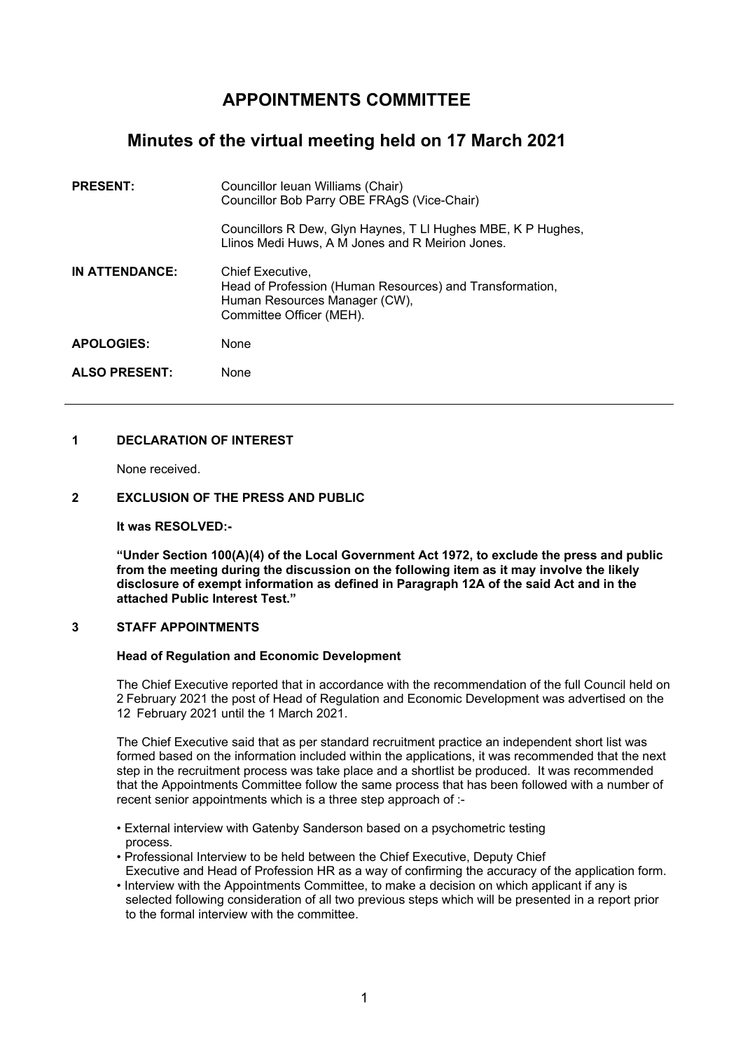# APPOINTMENTS COMMITTEE

## Minutes of the virtual meeting held on 17 March 2021

| | |
|---|---|
| **PRESENT:** | Councillor Ieuan Williams (Chair)<br>Councillor Bob Parry OBE FRAgS (Vice-Chair)<br><br>Councillors R Dew, Glyn Haynes, T Ll Hughes MBE, K P Hughes, Llinos Medi Huws, A M Jones and R Meirion Jones. |
| **IN ATTENDANCE:** | Chief Executive,<br>Head of Profession (Human Resources) and Transformation,<br>Human Resources Manager (CW),<br>Committee Officer (MEH). |
| **APOLOGIES:** | None |
| **ALSO PRESENT:** | None |

---

**1 DECLARATION OF INTEREST**

None received.

**2 EXCLUSION OF THE PRESS AND PUBLIC**

**It was RESOLVED:-**

**"Under Section 100(A)(4) of the Local Government Act 1972, to exclude the press and public from the meeting during the discussion on the following item as it may involve the likely disclosure of exempt information as defined in Paragraph 12A of the said Act and in the attached Public Interest Test."**

**3 STAFF APPOINTMENTS**

**Head of Regulation and Economic Development**

The Chief Executive reported that in accordance with the recommendation of the full Council held on 2 February 2021 the post of Head of Regulation and Economic Development was advertised on the 12 February 2021 until the 1 March 2021.

The Chief Executive said that as per standard recruitment practice an independent short list was formed based on the information included within the applications, it was recommended that the next step in the recruitment process was take place and a shortlist be produced. It was recommended that the Appointments Committee follow the same process that has been followed with a number of recent senior appointments which is a three step approach of :-

- External interview with Gatenby Sanderson based on a psychometric testing process.
- Professional Interview to be held between the Chief Executive, Deputy Chief Executive and Head of Profession HR as a way of confirming the accuracy of the application form.
- Interview with the Appointments Committee, to make a decision on which applicant if any is selected following consideration of all two previous steps which will be presented in a report prior to the formal interview with the committee.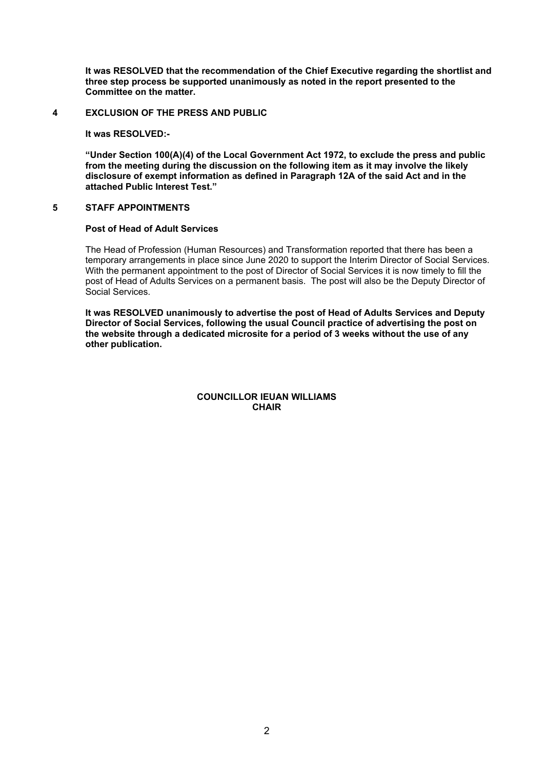**It was RESOLVED that the recommendation of the Chief Executive regarding the shortlist and three step process be supported unanimously as noted in the report presented to the Committee on the matter.**

## 4 EXCLUSION OF THE PRESS AND PUBLIC

**It was RESOLVED:-**

**"Under Section 100(A)(4) of the Local Government Act 1972, to exclude the press and public from the meeting during the discussion on the following item as it may involve the likely disclosure of exempt information as defined in Paragraph 12A of the said Act and in the attached Public Interest Test."**

## 5 STAFF APPOINTMENTS

**Post of Head of Adult Services**

The Head of Profession (Human Resources) and Transformation reported that there has been a temporary arrangements in place since June 2020 to support the Interim Director of Social Services. With the permanent appointment to the post of Director of Social Services it is now timely to fill the post of Head of Adults Services on a permanent basis. The post will also be the Deputy Director of Social Services.

**It was RESOLVED unanimously to advertise the post of Head of Adults Services and Deputy Director of Social Services, following the usual Council practice of advertising the post on the website through a dedicated microsite for a period of 3 weeks without the use of any other publication.**

**COUNCILLOR IEUAN WILLIAMS**
**CHAIR**